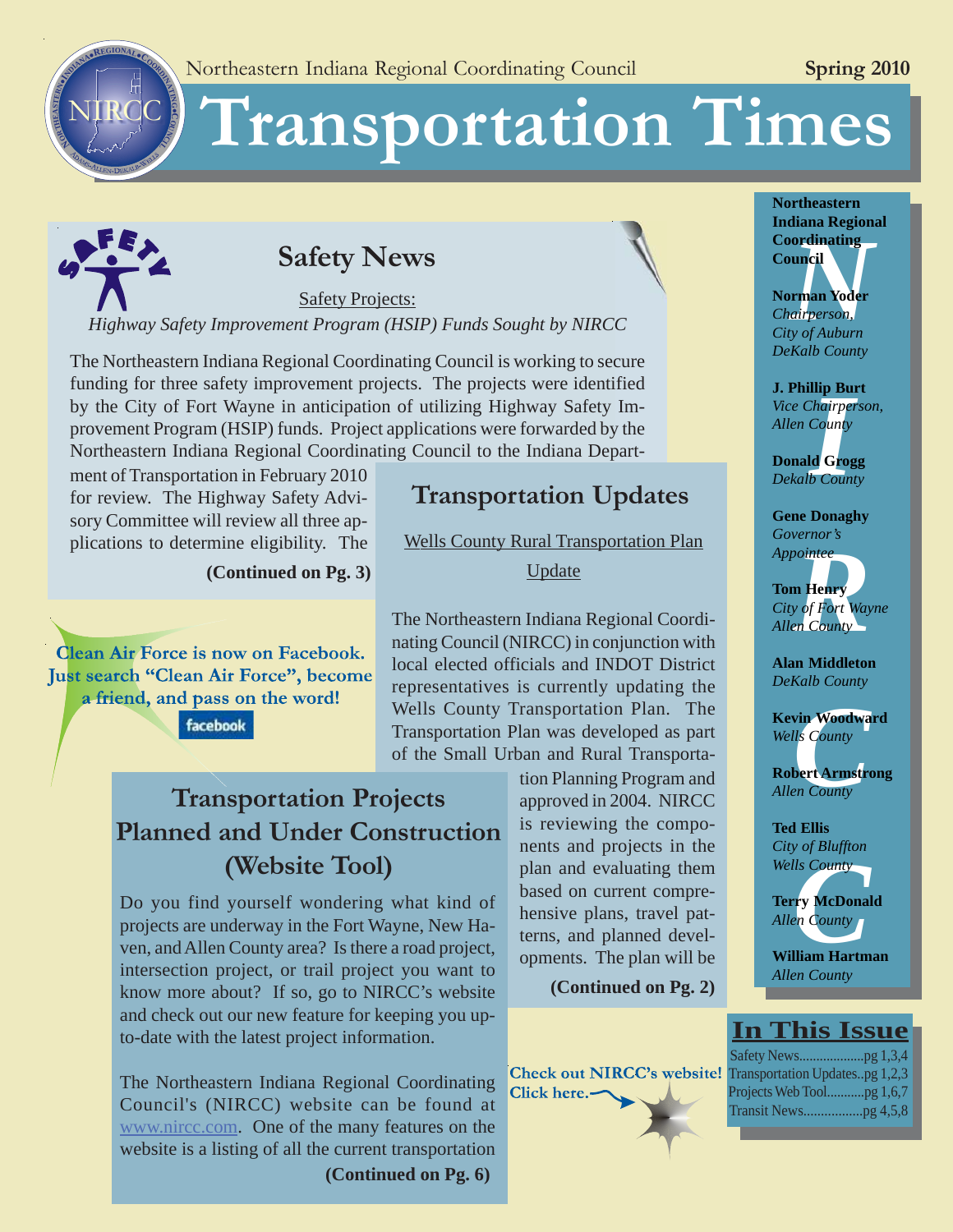Northeastern Indiana Regional Coordinating Council

**Spring 2010**

# Transportation Times

## Safety News

Safety Projects:

*Highway Safety Improvement Program (HSIP) Funds Sought by NIRCC*

The Northeastern Indiana Regional Coordinating Council is working to secure funding for three safety improvement projects. The projects were identified by the City of Fort Wayne in anticipation of utilizing Highway Safety Improvement Program (HSIP) funds. Project applications were forwarded by the Northeastern Indiana Regional Coordinating Council to the Indiana Department of Transportation in February 2010 for review. The Highway Safety Advisory Committee will review all three applications to determine eligibility. The

**(Continued on Pg. 3)**

**Clean Air Force is now on Facebook. Just search "Clean Air Force", become a friend, and pass on the word!**

facebook

## Transportation Updates

Wells County Rural Transportation Plan Update

The Northeastern Indiana Regional Coordinating Council (NIRCC) in conjunction with local elected officials and INDOT District representatives is currently updating the Wells County Transportation Plan. The Transportation Plan was developed as part of the Small Urban and Rural Transportation Planning Program and approved in 2004. NIRCC is reviewing the components and projects in the plan and evaluating them based on current comprehensive plans, travel patterns, and planned developments. The plan will be

**(Continued on Pg. 2)**

## Transportation Projects Planned and Under Construction (Website Tool)

Do you find yourself wondering what kind of projects are underway in the Fort Wayne, New Haven, and Allen County area? Is there a road project, intersection project, or trail project you want to know more about? If so, go to NIRCC's website and check out our new feature for keeping you up-to-date with the latest project information.

The Northeastern Indiana Regional Coordinating Council's (NIRCC) website can be found at www.nircc.com. One of the many features on the website is a listing of all the current transportation

**(Continued on Pg. 6)**

**Check out NIRCC's website! Click here.**

**Northeastern Indiana Regional Coordinating Council**

**Norman Yoder**
*Chairperson, City of Auburn DeKalb County*

**J. Phillip Burt**
*Vice Chairperson, Allen County*

**Donald Grogg**
*Dekalb County*

**Gene Donaghy**
*Governor's Appointee*

**Tom Henry**
*City of Fort Wayne Allen County*

**Alan Middleton**
*DeKalb County*

**Kevin Woodward**
*Wells County*

**Robert Armstrong**
*Allen County*

**Ted Ellis**
*City of Bluffton Wells County*

**Terry McDonald**
*Allen County*

**William Hartman**
*Allen County*

## In This Issue

Safety News...................pg 1,3,4
Transportation Updates..pg 1,2,3
Projects Web Tool...........pg 1,6,7
Transit News.................pg 4,5,8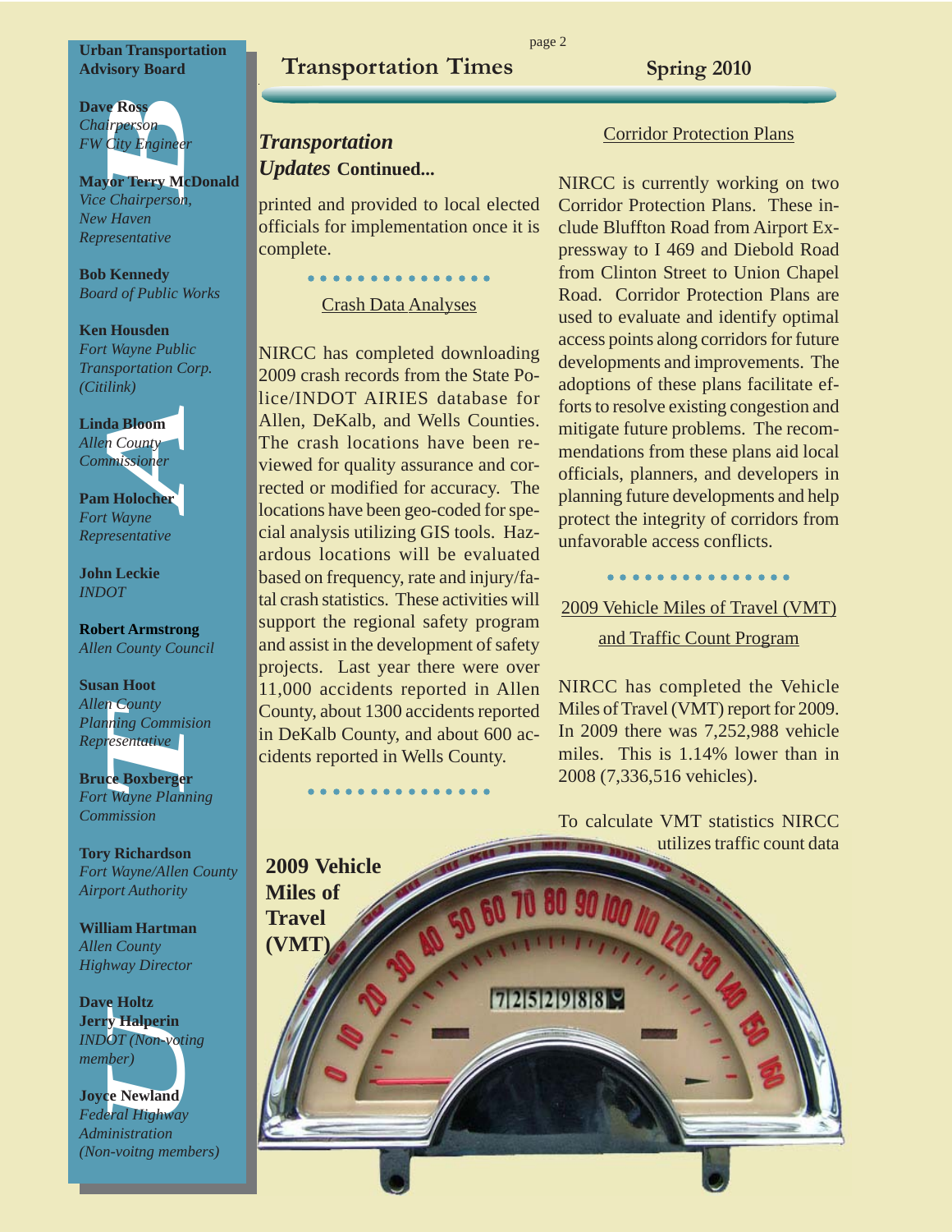**Urban Transportation Advisory Board**

**Dave Ross**
*Chairperson*
*FW City Engineer*

**Mayor Terry McDonald**
*Vice Chairperson,*
*New Haven*
*Representative*

**Bob Kennedy**
*Board of Public Works*

**Ken Housden**
*Fort Wayne Public Transportation Corp. (Citilink)*

**Linda Bloom**
*Allen County Commissioner*

**Pam Holocher**
*Fort Wayne Representative*

**John Leckie**
*INDOT*

**Robert Armstrong**
*Allen County Council*

**Susan Hoot**
*Allen County Planning Commision Representative*

**Bruce Boxberger**
*Fort Wayne Planning Commission*

**Tory Richardson**
*Fort Wayne/Allen County Airport Authority*

**William Hartman**
*Allen County Highway Director*

**Dave Holtz**
**Jerry Halperin**
*INDOT (Non-voting member)*

**Joyce Newland**
*Federal Highway Administration (Non-voitng members)*

## *Transportation Updates* Continued...

printed and provided to local elected officials for implementation once it is complete.

### Crash Data Analyses

NIRCC has completed downloading 2009 crash records from the State Police/INDOT AIRIES database for Allen, DeKalb, and Wells Counties. The crash locations have been reviewed for quality assurance and corrected or modified for accuracy. The locations have been geo-coded for special analysis utilizing GIS tools. Hazardous locations will be evaluated based on frequency, rate and injury/fatal crash statistics. These activities will support the regional safety program and assist in the development of safety projects. Last year there were over 11,000 accidents reported in Allen County, about 1300 accidents reported in DeKalb County, and about 600 accidents reported in Wells County.

### Corridor Protection Plans

NIRCC is currently working on two Corridor Protection Plans. These include Bluffton Road from Airport Expressway to I 469 and Diebold Road from Clinton Street to Union Chapel Road. Corridor Protection Plans are used to evaluate and identify optimal access points along corridors for future developments and improvements. The adoptions of these plans facilitate efforts to resolve existing congestion and mitigate future problems. The recommendations from these plans aid local officials, planners, and developers in planning future developments and help protect the integrity of corridors from unfavorable access conflicts.

### 2009 Vehicle Miles of Travel (VMT) and Traffic Count Program

NIRCC has completed the Vehicle Miles of Travel (VMT) report for 2009. In 2009 there was 7,252,988 vehicle miles. This is 1.14% lower than in 2008 (7,336,516 vehicles).

To calculate VMT statistics NIRCC utilizes traffic count data

**2009 Vehicle Miles of Travel (VMT)**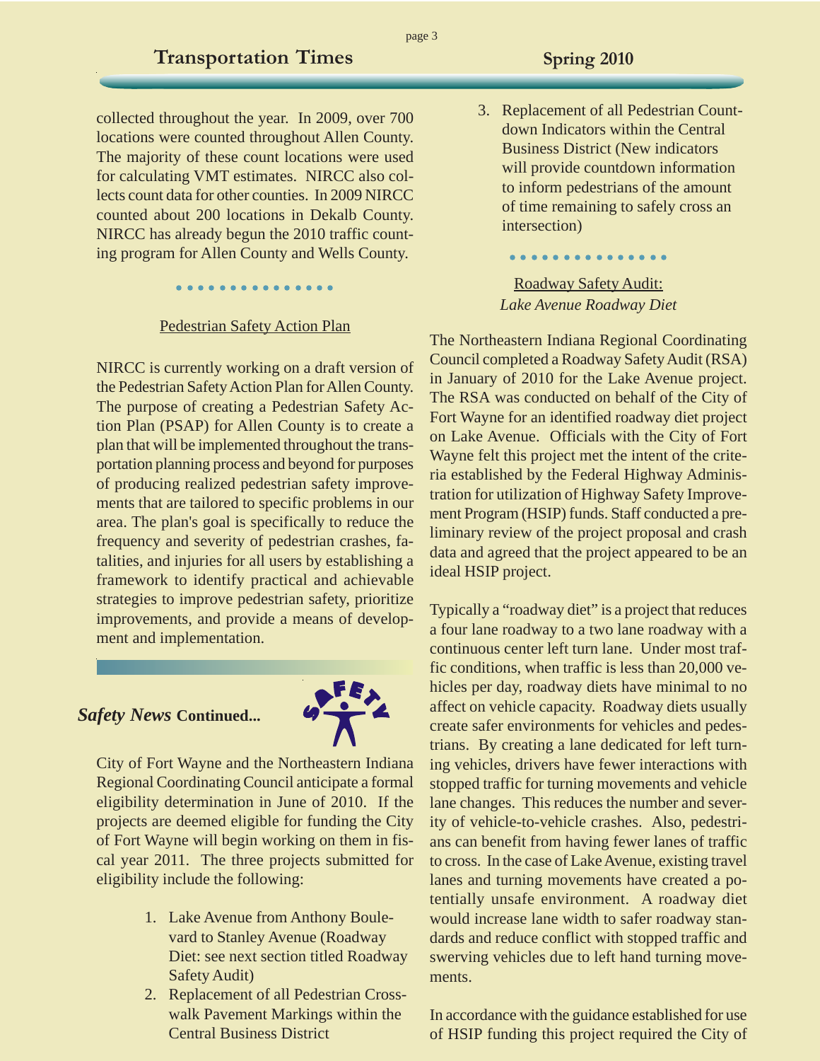collected throughout the year. In 2009, over 700 locations were counted throughout Allen County. The majority of these count locations were used for calculating VMT estimates. NIRCC also collects count data for other counties. In 2009 NIRCC counted about 200 locations in Dekalb County. NIRCC has already begun the 2010 traffic counting program for Allen County and Wells County.

## Pedestrian Safety Action Plan

NIRCC is currently working on a draft version of the Pedestrian Safety Action Plan for Allen County. The purpose of creating a Pedestrian Safety Action Plan (PSAP) for Allen County is to create a plan that will be implemented throughout the transportation planning process and beyond for purposes of producing realized pedestrian safety improvements that are tailored to specific problems in our area. The plan's goal is specifically to reduce the frequency and severity of pedestrian crashes, fatalities, and injuries for all users by establishing a framework to identify practical and achievable strategies to improve pedestrian safety, prioritize improvements, and provide a means of development and implementation.

## *Safety News* **Continued...**

City of Fort Wayne and the Northeastern Indiana Regional Coordinating Council anticipate a formal eligibility determination in June of 2010. If the projects are deemed eligible for funding the City of Fort Wayne will begin working on them in fiscal year 2011. The three projects submitted for eligibility include the following:

1. Lake Avenue from Anthony Boulevard to Stanley Avenue (Roadway Diet: see next section titled Roadway Safety Audit)
2. Replacement of all Pedestrian Crosswalk Pavement Markings within the Central Business District
3. Replacement of all Pedestrian Countdown Indicators within the Central Business District (New indicators will provide countdown information to inform pedestrians of the amount of time remaining to safely cross an intersection)

## Roadway Safety Audit:
### *Lake Avenue Roadway Diet*

The Northeastern Indiana Regional Coordinating Council completed a Roadway Safety Audit (RSA) in January of 2010 for the Lake Avenue project. The RSA was conducted on behalf of the City of Fort Wayne for an identified roadway diet project on Lake Avenue. Officials with the City of Fort Wayne felt this project met the intent of the criteria established by the Federal Highway Administration for utilization of Highway Safety Improvement Program (HSIP) funds. Staff conducted a preliminary review of the project proposal and crash data and agreed that the project appeared to be an ideal HSIP project.

Typically a "roadway diet" is a project that reduces a four lane roadway to a two lane roadway with a continuous center left turn lane. Under most traffic conditions, when traffic is less than 20,000 vehicles per day, roadway diets have minimal to no affect on vehicle capacity. Roadway diets usually create safer environments for vehicles and pedestrians. By creating a lane dedicated for left turning vehicles, drivers have fewer interactions with stopped traffic for turning movements and vehicle lane changes. This reduces the number and severity of vehicle-to-vehicle crashes. Also, pedestrians can benefit from having fewer lanes of traffic to cross. In the case of Lake Avenue, existing travel lanes and turning movements have created a potentially unsafe environment. A roadway diet would increase lane width to safer roadway standards and reduce conflict with stopped traffic and swerving vehicles due to left hand turning movements.

In accordance with the guidance established for use of HSIP funding this project required the City of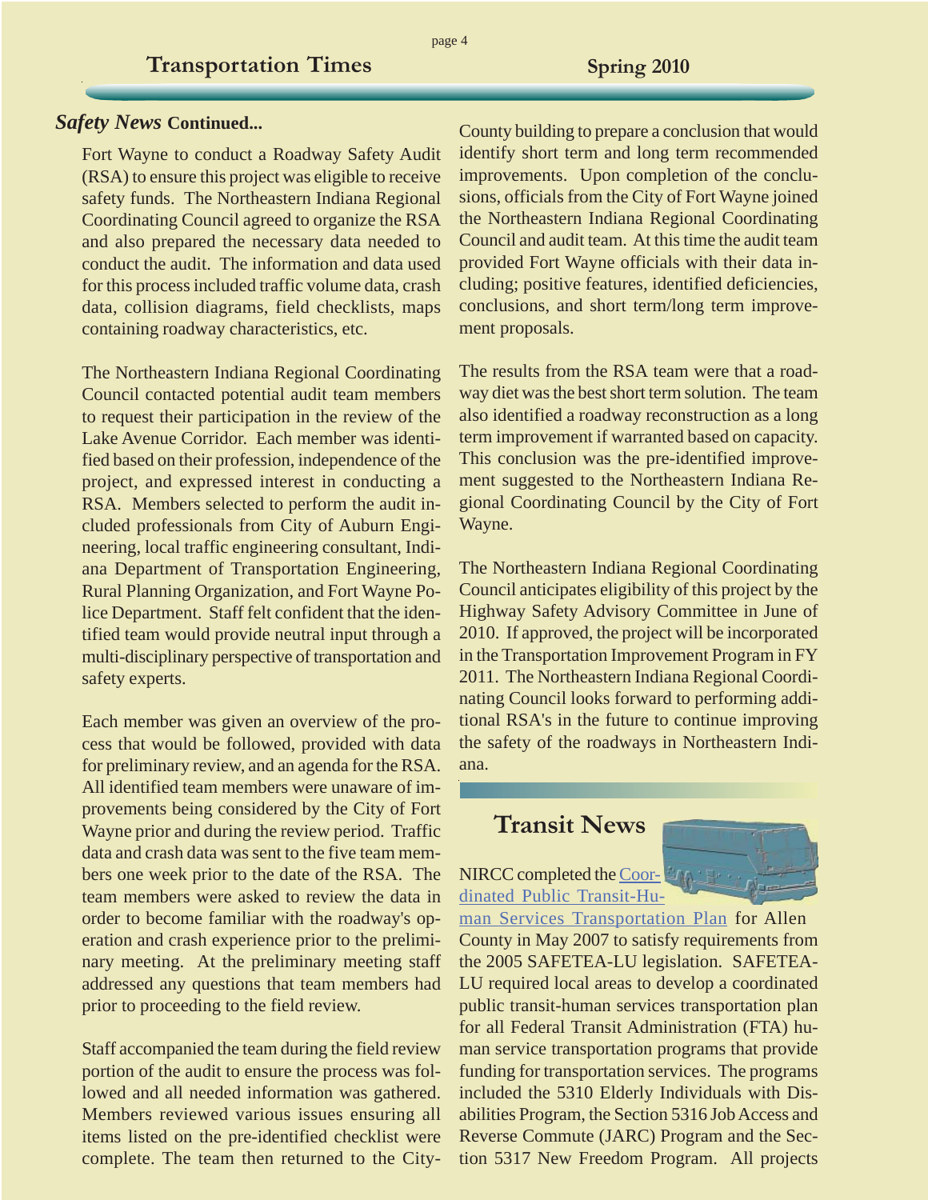## *Safety News* Continued...

Fort Wayne to conduct a Roadway Safety Audit (RSA) to ensure this project was eligible to receive safety funds. The Northeastern Indiana Regional Coordinating Council agreed to organize the RSA and also prepared the necessary data needed to conduct the audit. The information and data used for this process included traffic volume data, crash data, collision diagrams, field checklists, maps containing roadway characteristics, etc.

The Northeastern Indiana Regional Coordinating Council contacted potential audit team members to request their participation in the review of the Lake Avenue Corridor. Each member was identified based on their profession, independence of the project, and expressed interest in conducting a RSA. Members selected to perform the audit included professionals from City of Auburn Engineering, local traffic engineering consultant, Indiana Department of Transportation Engineering, Rural Planning Organization, and Fort Wayne Police Department. Staff felt confident that the identified team would provide neutral input through a multi-disciplinary perspective of transportation and safety experts.

Each member was given an overview of the process that would be followed, provided with data for preliminary review, and an agenda for the RSA. All identified team members were unaware of improvements being considered by the City of Fort Wayne prior and during the review period. Traffic data and crash data was sent to the five team members one week prior to the date of the RSA. The team members were asked to review the data in order to become familiar with the roadway's operation and crash experience prior to the preliminary meeting. At the preliminary meeting staff addressed any questions that team members had prior to proceeding to the field review.

Staff accompanied the team during the field review portion of the audit to ensure the process was followed and all needed information was gathered. Members reviewed various issues ensuring all items listed on the pre-identified checklist were complete. The team then returned to the City-County building to prepare a conclusion that would identify short term and long term recommended improvements. Upon completion of the conclusions, officials from the City of Fort Wayne joined the Northeastern Indiana Regional Coordinating Council and audit team. At this time the audit team provided Fort Wayne officials with their data including; positive features, identified deficiencies, conclusions, and short term/long term improvement proposals.

The results from the RSA team were that a roadway diet was the best short term solution. The team also identified a roadway reconstruction as a long term improvement if warranted based on capacity. This conclusion was the pre-identified improvement suggested to the Northeastern Indiana Regional Coordinating Council by the City of Fort Wayne.

The Northeastern Indiana Regional Coordinating Council anticipates eligibility of this project by the Highway Safety Advisory Committee in June of 2010. If approved, the project will be incorporated in the Transportation Improvement Program in FY 2011. The Northeastern Indiana Regional Coordinating Council looks forward to performing additional RSA's in the future to continue improving the safety of the roadways in Northeastern Indiana.

## Transit News

NIRCC completed the Coordinated Public Transit-Human Services Transportation Plan for Allen County in May 2007 to satisfy requirements from the 2005 SAFETEA-LU legislation. SAFETEA-LU required local areas to develop a coordinated public transit-human services transportation plan for all Federal Transit Administration (FTA) human service transportation programs that provide funding for transportation services. The programs included the 5310 Elderly Individuals with Disabilities Program, the Section 5316 Job Access and Reverse Commute (JARC) Program and the Section 5317 New Freedom Program. All projects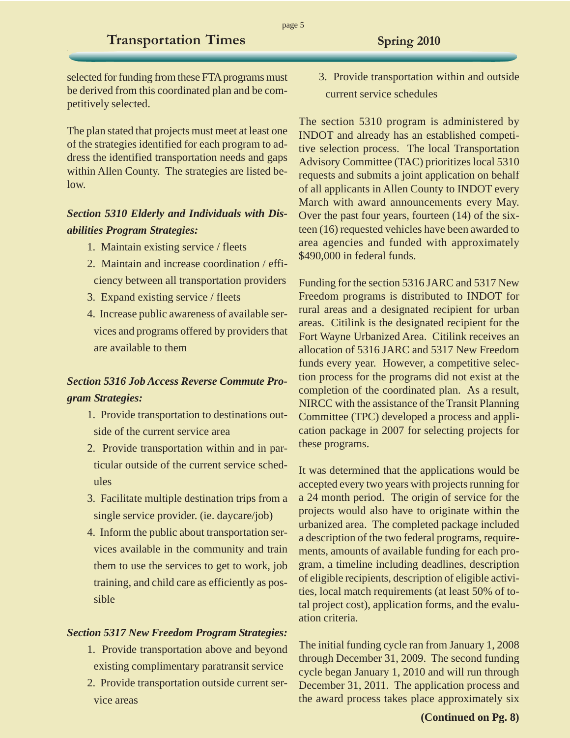selected for funding from these FTA programs must be derived from this coordinated plan and be competitively selected.

The plan stated that projects must meet at least one of the strategies identified for each program to address the identified transportation needs and gaps within Allen County. The strategies are listed below.

***Section 5310 Elderly and Individuals with Disabilities Program Strategies:***

1. Maintain existing service / fleets
2. Maintain and increase coordination / efficiency between all transportation providers
3. Expand existing service / fleets
4. Increase public awareness of available services and programs offered by providers that are available to them

***Section 5316 Job Access Reverse Commute Program Strategies:***

1. Provide transportation to destinations outside of the current service area
2. Provide transportation within and in particular outside of the current service schedules
3. Facilitate multiple destination trips from a single service provider. (ie. daycare/job)
4. Inform the public about transportation services available in the community and train them to use the services to get to work, job training, and child care as efficiently as possible

***Section 5317 New Freedom Program Strategies:***

1. Provide transportation above and beyond existing complimentary paratransit service
2. Provide transportation outside current service areas
3. Provide transportation within and outside current service schedules

The section 5310 program is administered by INDOT and already has an established competitive selection process. The local Transportation Advisory Committee (TAC) prioritizes local 5310 requests and submits a joint application on behalf of all applicants in Allen County to INDOT every March with award announcements every May. Over the past four years, fourteen (14) of the sixteen (16) requested vehicles have been awarded to area agencies and funded with approximately $490,000 in federal funds.

Funding for the section 5316 JARC and 5317 New Freedom programs is distributed to INDOT for rural areas and a designated recipient for urban areas. Citilink is the designated recipient for the Fort Wayne Urbanized Area. Citilink receives an allocation of 5316 JARC and 5317 New Freedom funds every year. However, a competitive selection process for the programs did not exist at the completion of the coordinated plan. As a result, NIRCC with the assistance of the Transit Planning Committee (TPC) developed a process and application package in 2007 for selecting projects for these programs.

It was determined that the applications would be accepted every two years with projects running for a 24 month period. The origin of service for the projects would also have to originate within the urbanized area. The completed package included a description of the two federal programs, requirements, amounts of available funding for each program, a timeline including deadlines, description of eligible recipients, description of eligible activities, local match requirements (at least 50% of total project cost), application forms, and the evaluation criteria.

The initial funding cycle ran from January 1, 2008 through December 31, 2009. The second funding cycle began January 1, 2010 and will run through December 31, 2011. The application process and the award process takes place approximately six

**(Continued on Pg. 8)**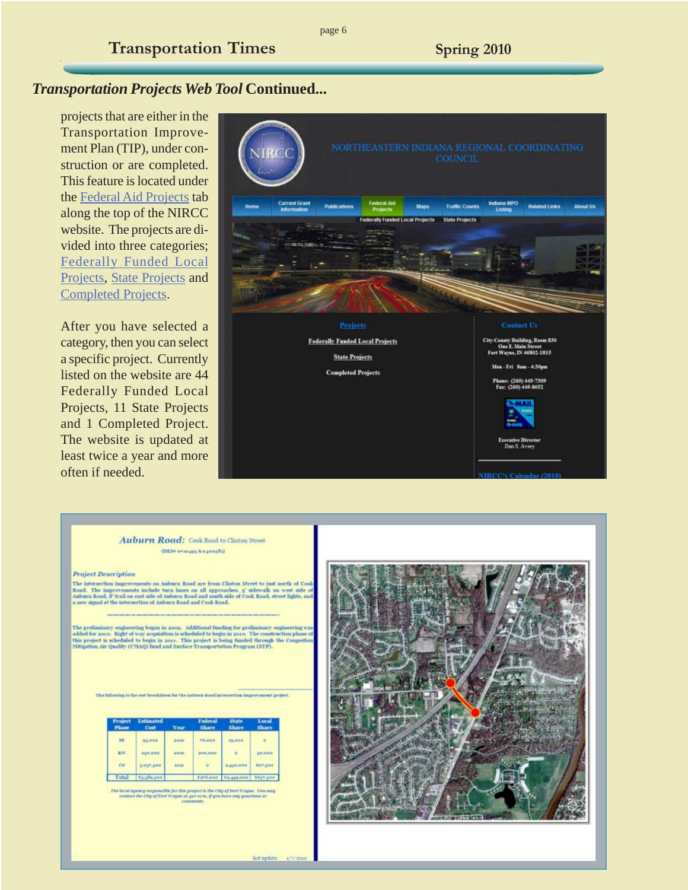## *Transportation Projects Web Tool* Continued...

projects that are either in the Transportation Improvement Plan (TIP), under construction or are completed. This feature is located under the Federal Aid Projects tab along the top of the NIRCC website. The projects are divided into three categories; Federally Funded Local Projects, State Projects and Completed Projects.

After you have selected a category, then you can select a specific project. Currently listed on the website are 44 Federally Funded Local Projects, 11 State Projects and 1 Completed Project. The website is updated at least twice a year and more often if needed.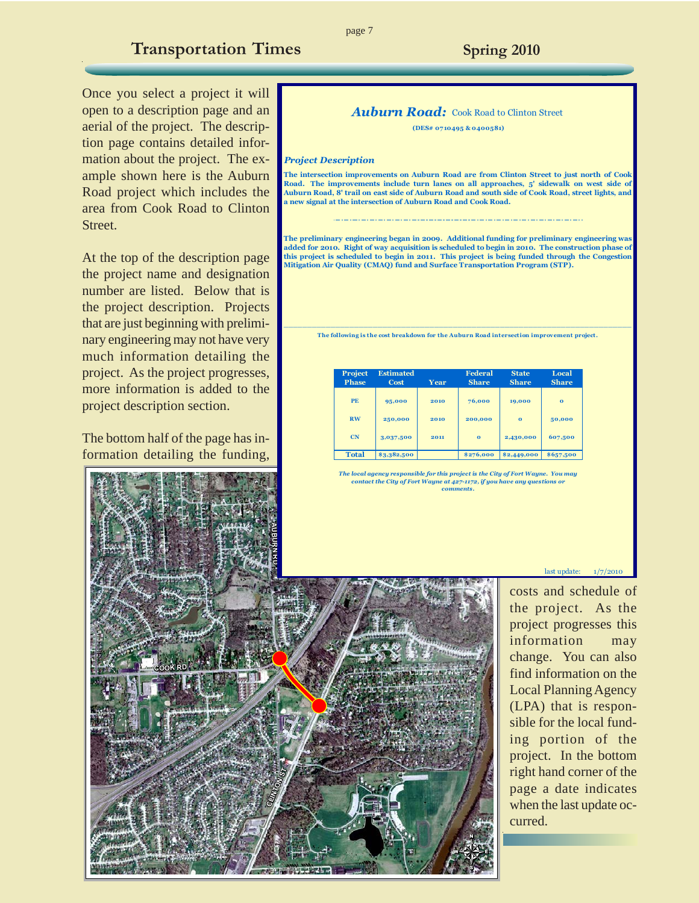Once you select a project it will open to a description page and an aerial of the project. The description page contains detailed information about the project. The example shown here is the Auburn Road project which includes the area from Cook Road to Clinton Street.

At the top of the description page the project name and designation number are listed. Below that is the project description. Projects that are just beginning with preliminary engineering may not have very much information detailing the project. As the project progresses, more information is added to the project description section.

The bottom half of the page has information detailing the funding, costs and schedule of the project. As the project progresses this information may change. You can also find information on the Local Planning Agency (LPA) that is responsible for the local funding portion of the project. In the bottom right hand corner of the page a date indicates when the last update occurred.

## *Auburn Road:* Cook Road to Clinton Street

**(DES# 0710495 & 0400581)**

***Project Description***

**The intersection improvements on Auburn Road are from Clinton Street to just north of Cook Road. The improvements include turn lanes on all approaches, 5' sidewalk on west side of Auburn Road, 8' trail on east side of Auburn Road and south side of Cook Road, street lights, and a new signal at the intersection of Auburn Road and Cook Road.**

**The preliminary engineering began in 2009. Additional funding for preliminary engineering was added for 2010. Right of way acquisition is scheduled to begin in 2010. The construction phase of this project is scheduled to begin in 2011. This project is being funded through the Congestion Mitigation Air Quality (CMAQ) fund and Surface Transportation Program (STP).**

**The following is the cost breakdown for the Auburn Road intersection improvement project.**

| Project Phase | Estimated Cost | Year | Federal Share | State Share | Local Share |
|---|---|---|---|---|---|
| PE | 95,000 | 2010 | 76,000 | 19,000 | 0 |
| RW | 250,000 | 2010 | 200,000 | 0 | 50,000 |
| CN | 3,037,500 | 2011 | 0 | 2,430,000 | 607,500 |
| Total | $3,382,500 | | $276,000 | $2,449,000 | $657,500 |

***The local agency responsible for this project is the City of Fort Wayne. You may contact the City of Fort Wayne at 427-1172, if you have any questions or comments.***

last update: 1/7/2010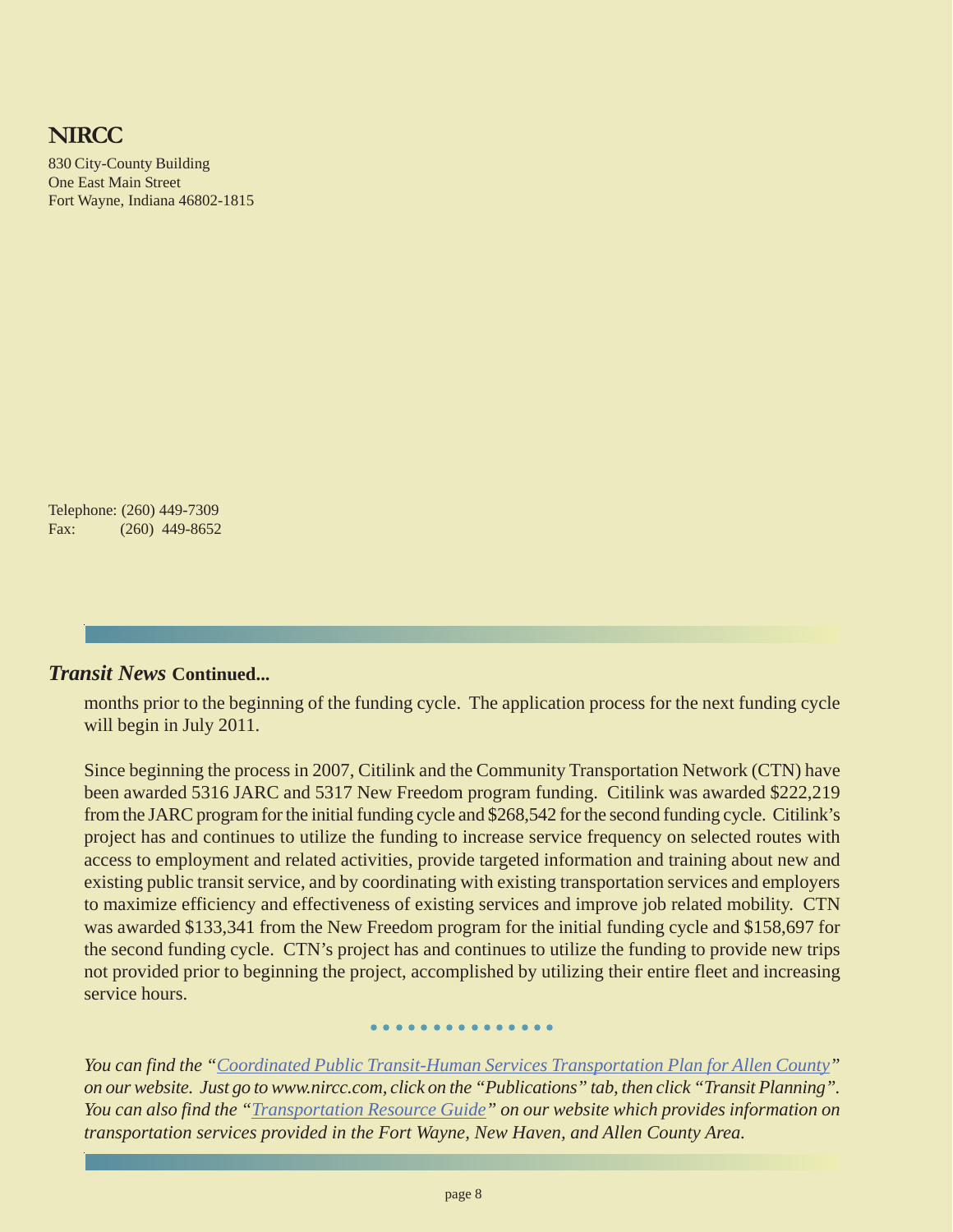**NIRCC**

830 City-County Building
One East Main Street
Fort Wayne, Indiana 46802-1815

Telephone: (260) 449-7309
Fax: (260) 449-8652

## *Transit News* Continued...

months prior to the beginning of the funding cycle. The application process for the next funding cycle will begin in July 2011.

Since beginning the process in 2007, Citilink and the Community Transportation Network (CTN) have been awarded 5316 JARC and 5317 New Freedom program funding. Citilink was awarded $222,219 from the JARC program for the initial funding cycle and $268,542 for the second funding cycle. Citilink's project has and continues to utilize the funding to increase service frequency on selected routes with access to employment and related activities, provide targeted information and training about new and existing public transit service, and by coordinating with existing transportation services and employers to maximize efficiency and effectiveness of existing services and improve job related mobility. CTN was awarded $133,341 from the New Freedom program for the initial funding cycle and $158,697 for the second funding cycle. CTN's project has and continues to utilize the funding to provide new trips not provided prior to beginning the project, accomplished by utilizing their entire fleet and increasing service hours.

*You can find the "Coordinated Public Transit-Human Services Transportation Plan for Allen County" on our website. Just go to www.nircc.com, click on the "Publications" tab, then click "Transit Planning". You can also find the "Transportation Resource Guide" on our website which provides information on transportation services provided in the Fort Wayne, New Haven, and Allen County Area.*